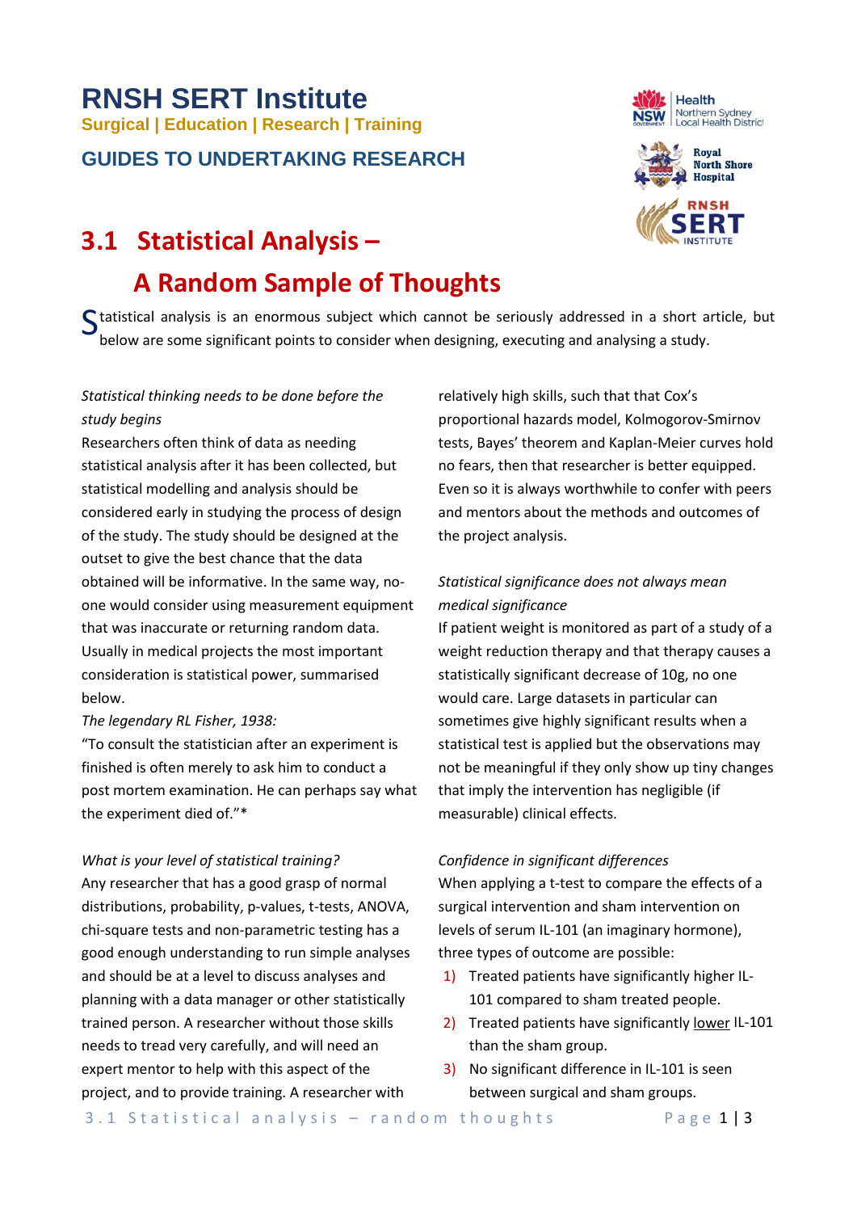# RNSH SERT Institute

**Surgical | Education | Research | Training**

## GUIDES TO UNDERTAKING RESEARCH

# 3.1 Statistical Analysis – A Random Sample of Thoughts

Statistical analysis is an enormous subject which cannot be seriously addressed in a short article, but below are some significant points to consider when designing, executing and analysing a study.

*Statistical thinking needs to be done before the study begins*

Researchers often think of data as needing statistical analysis after it has been collected, but statistical modelling and analysis should be considered early in studying the process of design of the study. The study should be designed at the outset to give the best chance that the data obtained will be informative. In the same way, no-one would consider using measurement equipment that was inaccurate or returning random data. Usually in medical projects the most important consideration is statistical power, summarised below.

*The legendary RL Fisher, 1938:*

"To consult the statistician after an experiment is finished is often merely to ask him to conduct a post mortem examination. He can perhaps say what the experiment died of."*

*What is your level of statistical training?*

Any researcher that has a good grasp of normal distributions, probability, p-values, t-tests, ANOVA, chi-square tests and non-parametric testing has a good enough understanding to run simple analyses and should be at a level to discuss analyses and planning with a data manager or other statistically trained person. A researcher without those skills needs to tread very carefully, and will need an expert mentor to help with this aspect of the project, and to provide training. A researcher with relatively high skills, such that that Cox's proportional hazards model, Kolmogorov-Smirnov tests, Bayes' theorem and Kaplan-Meier curves hold no fears, then that researcher is better equipped. Even so it is always worthwhile to confer with peers and mentors about the methods and outcomes of the project analysis.

*Statistical significance does not always mean medical significance*

If patient weight is monitored as part of a study of a weight reduction therapy and that therapy causes a statistically significant decrease of 10g, no one would care. Large datasets in particular can sometimes give highly significant results when a statistical test is applied but the observations may not be meaningful if they only show up tiny changes that imply the intervention has negligible (if measurable) clinical effects.

*Confidence in significant differences*

When applying a t-test to compare the effects of a surgical intervention and sham intervention on levels of serum IL-101 (an imaginary hormone), three types of outcome are possible:

1) Treated patients have significantly higher IL-101 compared to sham treated people.
2) Treated patients have significantly lower IL-101 than the sham group.
3) No significant difference in IL-101 is seen between surgical and sham groups.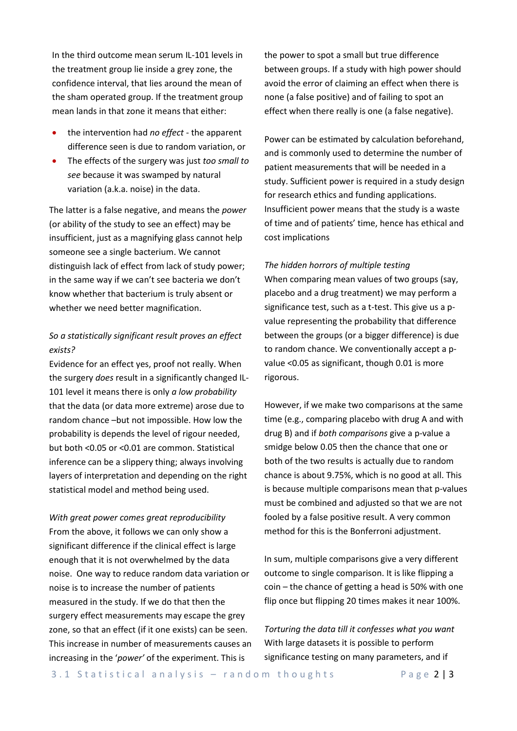In the third outcome mean serum IL-101 levels in the treatment group lie inside a grey zone, the confidence interval, that lies around the mean of the sham operated group. If the treatment group mean lands in that zone it means that either:

- the intervention had *no effect* - the apparent difference seen is due to random variation, or
- The effects of the surgery was just *too small to see* because it was swamped by natural variation (a.k.a. noise) in the data.

The latter is a false negative, and means the *power* (or ability of the study to see an effect) may be insufficient, just as a magnifying glass cannot help someone see a single bacterium. We cannot distinguish lack of effect from lack of study power; in the same way if we can't see bacteria we don't know whether that bacterium is truly absent or whether we need better magnification.

*So a statistically significant result proves an effect exists?*

Evidence for an effect yes, proof not really. When the surgery *does* result in a significantly changed IL-101 level it means there is only *a low probability* that the data (or data more extreme) arose due to random chance –but not impossible. How low the probability is depends the level of rigour needed, but both <0.05 or <0.01 are common. Statistical inference can be a slippery thing; always involving layers of interpretation and depending on the right statistical model and method being used.

*With great power comes great reproducibility*

From the above, it follows we can only show a significant difference if the clinical effect is large enough that it is not overwhelmed by the data noise. One way to reduce random data variation or noise is to increase the number of patients measured in the study. If we do that then the surgery effect measurements may escape the grey zone, so that an effect (if it one exists) can be seen. This increase in number of measurements causes an increasing in the '*power'* of the experiment. This is the power to spot a small but true difference between groups. If a study with high power should avoid the error of claiming an effect when there is none (a false positive) and of failing to spot an effect when there really is one (a false negative).

Power can be estimated by calculation beforehand, and is commonly used to determine the number of patient measurements that will be needed in a study. Sufficient power is required in a study design for research ethics and funding applications. Insufficient power means that the study is a waste of time and of patients' time, hence has ethical and cost implications

*The hidden horrors of multiple testing*

When comparing mean values of two groups (say, placebo and a drug treatment) we may perform a significance test, such as a t-test. This give us a p-value representing the probability that difference between the groups (or a bigger difference) is due to random chance. We conventionally accept a p-value <0.05 as significant, though 0.01 is more rigorous.

However, if we make two comparisons at the same time (e.g., comparing placebo with drug A and with drug B) and if *both comparisons* give a p-value a smidge below 0.05 then the chance that one or both of the two results is actually due to random chance is about 9.75%, which is no good at all. This is because multiple comparisons mean that p-values must be combined and adjusted so that we are not fooled by a false positive result. A very common method for this is the Bonferroni adjustment.

In sum, multiple comparisons give a very different outcome to single comparison. It is like flipping a coin – the chance of getting a head is 50% with one flip once but flipping 20 times makes it near 100%.

*Torturing the data till it confesses what you want*

With large datasets it is possible to perform significance testing on many parameters, and if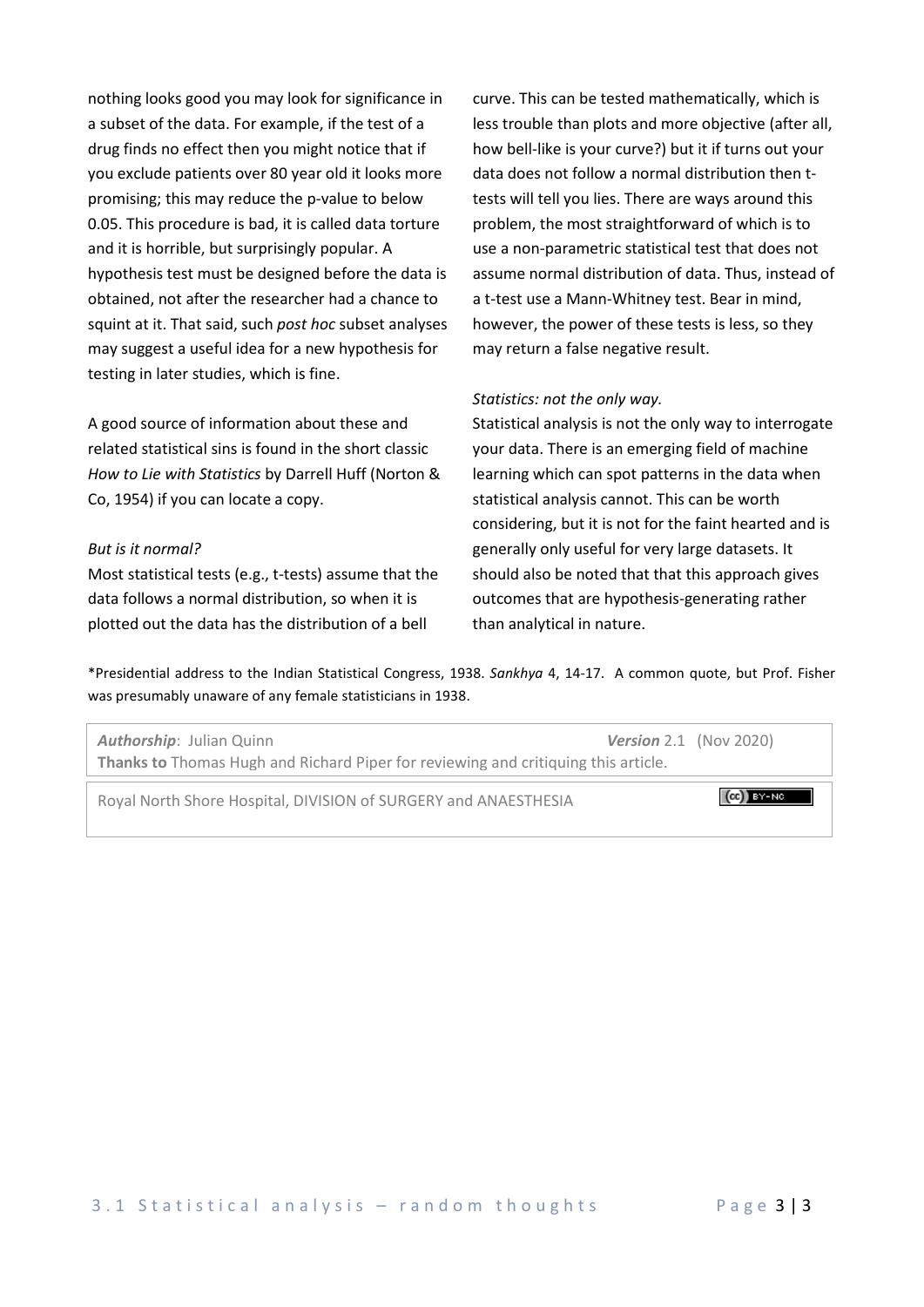nothing looks good you may look for significance in a subset of the data. For example, if the test of a drug finds no effect then you might notice that if you exclude patients over 80 year old it looks more promising; this may reduce the p-value to below 0.05. This procedure is bad, it is called data torture and it is horrible, but surprisingly popular. A hypothesis test must be designed before the data is obtained, not after the researcher had a chance to squint at it. That said, such *post hoc* subset analyses may suggest a useful idea for a new hypothesis for testing in later studies, which is fine.

A good source of information about these and related statistical sins is found in the short classic *How to Lie with Statistics* by Darrell Huff (Norton & Co, 1954) if you can locate a copy.

*But is it normal?*

Most statistical tests (e.g., t-tests) assume that the data follows a normal distribution, so when it is plotted out the data has the distribution of a bell curve. This can be tested mathematically, which is less trouble than plots and more objective (after all, how bell-like is your curve?) but it if turns out your data does not follow a normal distribution then t-tests will tell you lies. There are ways around this problem, the most straightforward of which is to use a non-parametric statistical test that does not assume normal distribution of data. Thus, instead of a t-test use a Mann-Whitney test. Bear in mind, however, the power of these tests is less, so they may return a false negative result.

*Statistics: not the only way.*

Statistical analysis is not the only way to interrogate your data. There is an emerging field of machine learning which can spot patterns in the data when statistical analysis cannot. This can be worth considering, but it is not for the faint hearted and is generally only useful for very large datasets. It should also be noted that that this approach gives outcomes that are hypothesis-generating rather than analytical in nature.

*Presidential address to the Indian Statistical Congress, 1938. *Sankhya* 4, 14-17. A common quote, but Prof. Fisher was presumably unaware of any female statisticians in 1938.

***Authorship***: Julian Quinn ***Version*** 2.1 (Nov 2020)
**Thanks to** Thomas Hugh and Richard Piper for reviewing and critiquing this article.

Royal North Shore Hospital, DIVISION of SURGERY and ANAESTHESIA

(cc) BY-NC